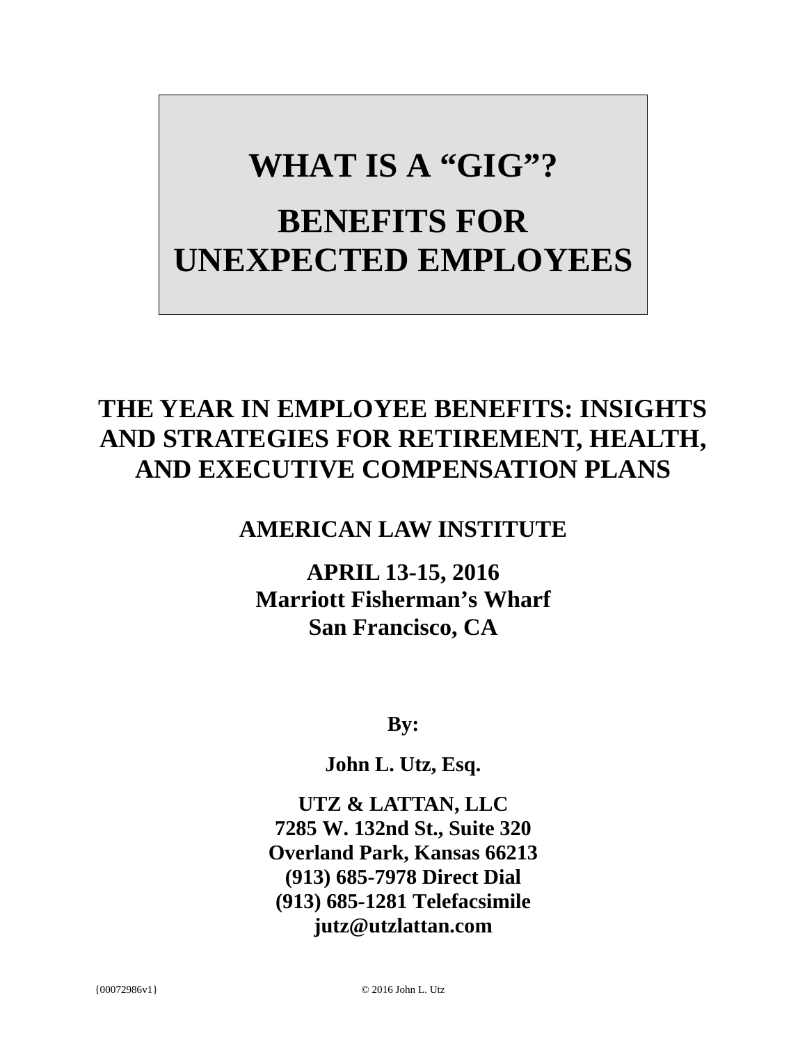# WHAT IS A "GIG"?

# BENEFITS FOR UNEXPECTED EMPLOYEES

## THE YEAR IN EMPLOYEE BENEFITS: INSIGHTS AND STRATEGIES FOR RETIREMENT, HEALTH, AND EXECUTIVE COMPENSATION PLANS

**AMERICAN LAW INSTITUTE**

**APRIL 13-15, 2016**
**Marriott Fisherman's Wharf**
**San Francisco, CA**

**By:**

**John L. Utz, Esq.**

**UTZ & LATTAN, LLC**
**7285 W. 132nd St., Suite 320**
**Overland Park, Kansas 66213**
**(913) 685-7978 Direct Dial**
**(913) 685-1281 Telefacsimile**
**jutz@utzlattan.com**

{00072986v1}

© 2016 John L. Utz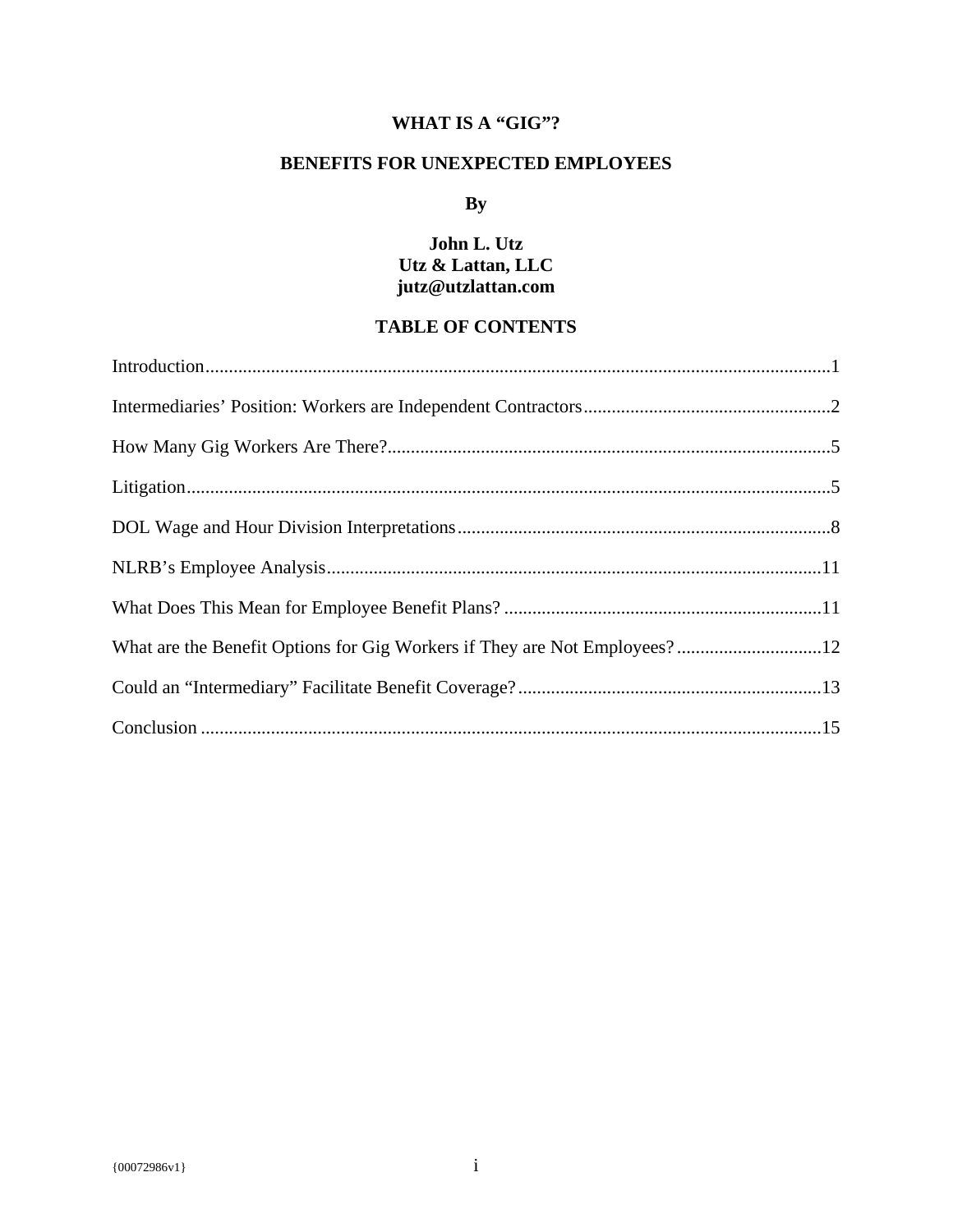# WHAT IS A "GIG"?

## BENEFITS FOR UNEXPECTED EMPLOYEES

**By**

**John L. Utz**
**Utz & Lattan, LLC**
**jutz@utzlattan.com**

## TABLE OF CONTENTS

Introduction....................................................................................................................1

Intermediaries' Position: Workers are Independent Contractors....................................................2

How Many Gig Workers Are There?..............................................................................................5

Litigation..........................................................................................................................5

DOL Wage and Hour Division Interpretations...............................................................................8

NLRB's Employee Analysis..........................................................................................................11

What Does This Mean for Employee Benefit Plans? ....................................................................11

What are the Benefit Options for Gig Workers if They are Not Employees? ...............................12

Could an "Intermediary" Facilitate Benefit Coverage?.................................................................13

Conclusion .....................................................................................................................15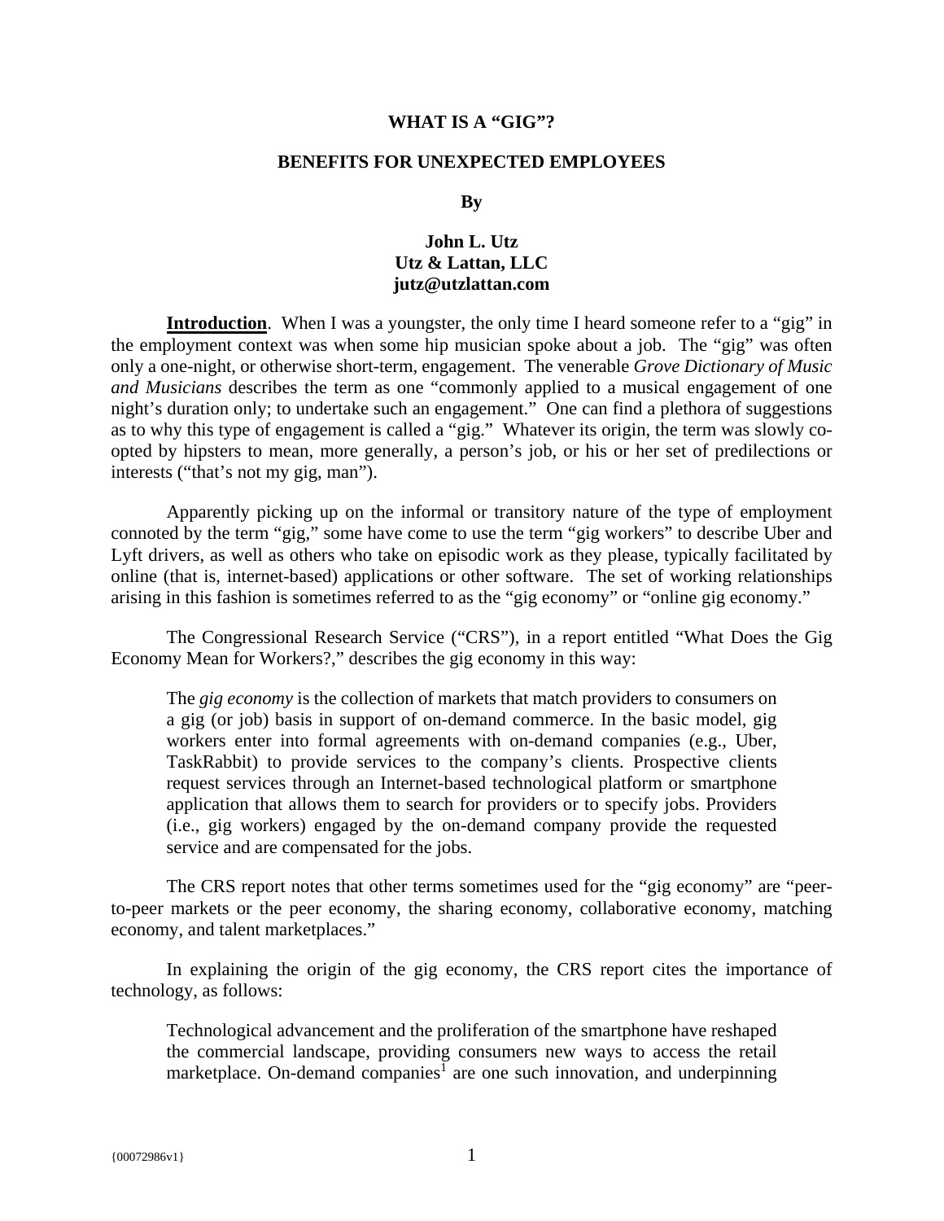**WHAT IS A "GIG"?**

**BENEFITS FOR UNEXPECTED EMPLOYEES**

**By**

**John L. Utz**
**Utz & Lattan, LLC**
**jutz@utzlattan.com**

**Introduction**. When I was a youngster, the only time I heard someone refer to a "gig" in the employment context was when some hip musician spoke about a job. The "gig" was often only a one-night, or otherwise short-term, engagement. The venerable *Grove Dictionary of Music and Musicians* describes the term as one "commonly applied to a musical engagement of one night's duration only; to undertake such an engagement." One can find a plethora of suggestions as to why this type of engagement is called a "gig." Whatever its origin, the term was slowly co-opted by hipsters to mean, more generally, a person's job, or his or her set of predilections or interests ("that's not my gig, man").

Apparently picking up on the informal or transitory nature of the type of employment connoted by the term "gig," some have come to use the term "gig workers" to describe Uber and Lyft drivers, as well as others who take on episodic work as they please, typically facilitated by online (that is, internet-based) applications or other software. The set of working relationships arising in this fashion is sometimes referred to as the "gig economy" or "online gig economy."

The Congressional Research Service ("CRS"), in a report entitled "What Does the Gig Economy Mean for Workers?," describes the gig economy in this way:

> The *gig economy* is the collection of markets that match providers to consumers on a gig (or job) basis in support of on-demand commerce. In the basic model, gig workers enter into formal agreements with on-demand companies (e.g., Uber, TaskRabbit) to provide services to the company's clients. Prospective clients request services through an Internet-based technological platform or smartphone application that allows them to search for providers or to specify jobs. Providers (i.e., gig workers) engaged by the on-demand company provide the requested service and are compensated for the jobs.

The CRS report notes that other terms sometimes used for the "gig economy" are "peer-to-peer markets or the peer economy, the sharing economy, collaborative economy, matching economy, and talent marketplaces."

In explaining the origin of the gig economy, the CRS report cites the importance of technology, as follows:

> Technological advancement and the proliferation of the smartphone have reshaped the commercial landscape, providing consumers new ways to access the retail marketplace. On-demand companies[1] are one such innovation, and underpinning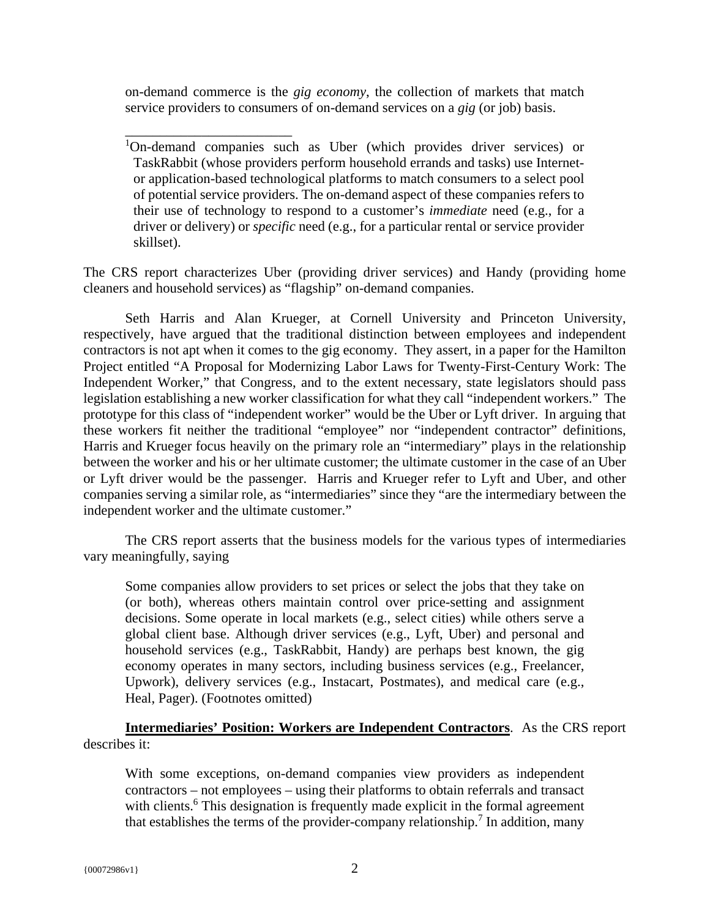on-demand commerce is the *gig economy*, the collection of markets that match service providers to consumers of on-demand services on a *gig* (or job) basis.

\_\_\_\_\_\_\_\_\_\_\_\_\_\_\_\_\_\_\_\_\_\_\_\_

[1]On-demand companies such as Uber (which provides driver services) or TaskRabbit (whose providers perform household errands and tasks) use Internet- or application-based technological platforms to match consumers to a select pool of potential service providers. The on-demand aspect of these companies refers to their use of technology to respond to a customer's *immediate* need (e.g., for a driver or delivery) or *specific* need (e.g., for a particular rental or service provider skillset).

The CRS report characterizes Uber (providing driver services) and Handy (providing home cleaners and household services) as "flagship" on-demand companies.

Seth Harris and Alan Krueger, at Cornell University and Princeton University, respectively, have argued that the traditional distinction between employees and independent contractors is not apt when it comes to the gig economy. They assert, in a paper for the Hamilton Project entitled "A Proposal for Modernizing Labor Laws for Twenty-First-Century Work: The Independent Worker," that Congress, and to the extent necessary, state legislators should pass legislation establishing a new worker classification for what they call "independent workers." The prototype for this class of "independent worker" would be the Uber or Lyft driver. In arguing that these workers fit neither the traditional "employee" nor "independent contractor" definitions, Harris and Krueger focus heavily on the primary role an "intermediary" plays in the relationship between the worker and his or her ultimate customer; the ultimate customer in the case of an Uber or Lyft driver would be the passenger. Harris and Krueger refer to Lyft and Uber, and other companies serving a similar role, as "intermediaries" since they "are the intermediary between the independent worker and the ultimate customer."

The CRS report asserts that the business models for the various types of intermediaries vary meaningfully, saying

> Some companies allow providers to set prices or select the jobs that they take on (or both), whereas others maintain control over price-setting and assignment decisions. Some operate in local markets (e.g., select cities) while others serve a global client base. Although driver services (e.g., Lyft, Uber) and personal and household services (e.g., TaskRabbit, Handy) are perhaps best known, the gig economy operates in many sectors, including business services (e.g., Freelancer, Upwork), delivery services (e.g., Instacart, Postmates), and medical care (e.g., Heal, Pager). (Footnotes omitted)

**Intermediaries' Position: Workers are Independent Contractors**. As the CRS report describes it:

> With some exceptions, on-demand companies view providers as independent contractors – not employees – using their platforms to obtain referrals and transact with clients.[6] This designation is frequently made explicit in the formal agreement that establishes the terms of the provider-company relationship.[7] In addition, many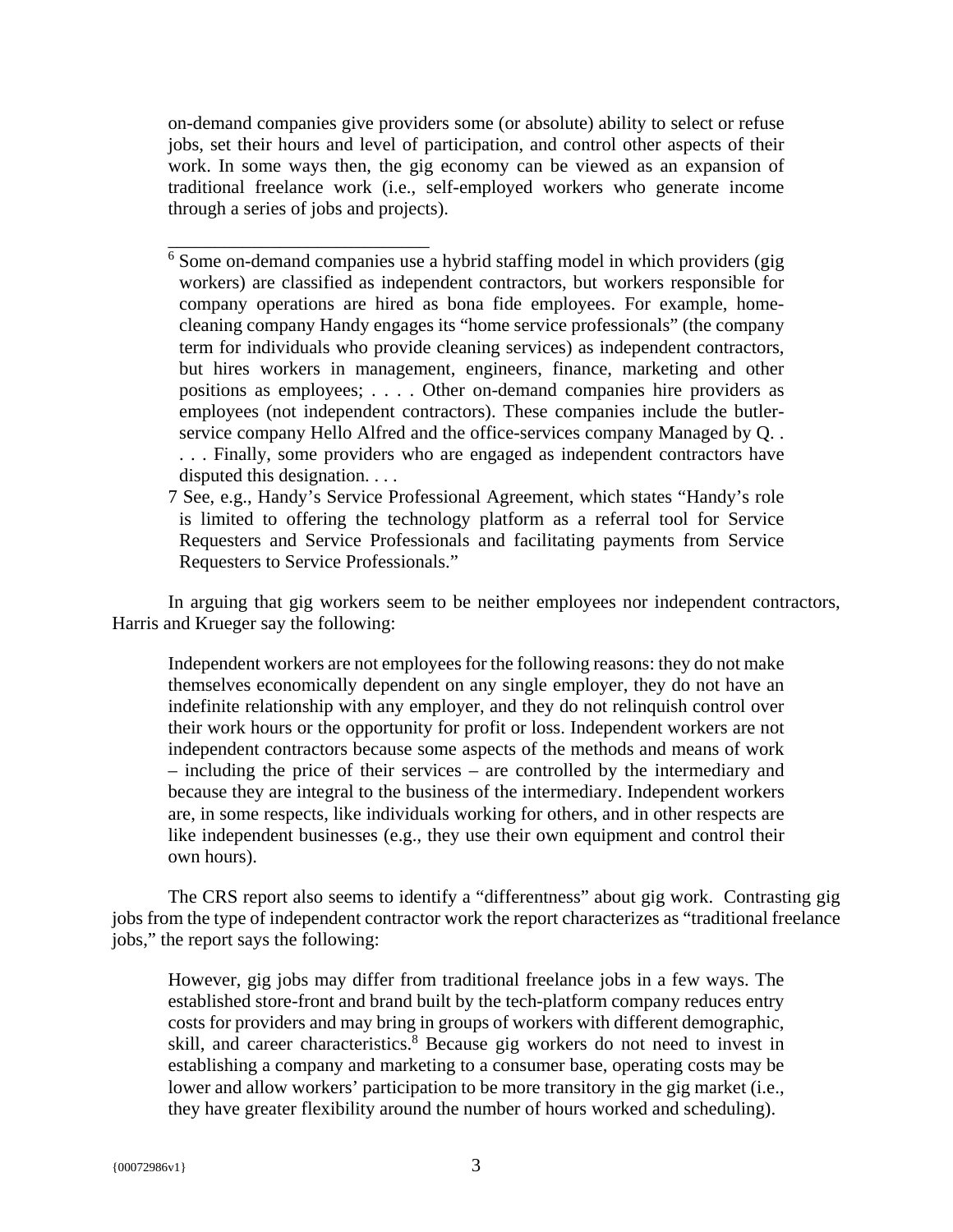> on-demand companies give providers some (or absolute) ability to select or refuse jobs, set their hours and level of participation, and control other aspects of their work. In some ways then, the gig economy can be viewed as an expansion of traditional freelance work (i.e., self-employed workers who generate income through a series of jobs and projects).
>
> ---
>
> [6] Some on-demand companies use a hybrid staffing model in which providers (gig workers) are classified as independent contractors, but workers responsible for company operations are hired as bona fide employees. For example, home-cleaning company Handy engages its "home service professionals" (the company term for individuals who provide cleaning services) as independent contractors, but hires workers in management, engineers, finance, marketing and other positions as employees; . . . . Other on-demand companies hire providers as employees (not independent contractors). These companies include the butler-service company Hello Alfred and the office-services company Managed by Q. . . . . Finally, some providers who are engaged as independent contractors have disputed this designation. . . .
>
> 7 See, e.g., Handy's Service Professional Agreement, which states "Handy's role is limited to offering the technology platform as a referral tool for Service Requesters and Service Professionals and facilitating payments from Service Requesters to Service Professionals."

In arguing that gig workers seem to be neither employees nor independent contractors, Harris and Krueger say the following:

> Independent workers are not employees for the following reasons: they do not make themselves economically dependent on any single employer, they do not have an indefinite relationship with any employer, and they do not relinquish control over their work hours or the opportunity for profit or loss. Independent workers are not independent contractors because some aspects of the methods and means of work – including the price of their services – are controlled by the intermediary and because they are integral to the business of the intermediary. Independent workers are, in some respects, like individuals working for others, and in other respects are like independent businesses (e.g., they use their own equipment and control their own hours).

The CRS report also seems to identify a "differentness" about gig work. Contrasting gig jobs from the type of independent contractor work the report characterizes as "traditional freelance jobs," the report says the following:

> However, gig jobs may differ from traditional freelance jobs in a few ways. The established store-front and brand built by the tech-platform company reduces entry costs for providers and may bring in groups of workers with different demographic, skill, and career characteristics.[8] Because gig workers do not need to invest in establishing a company and marketing to a consumer base, operating costs may be lower and allow workers' participation to be more transitory in the gig market (i.e., they have greater flexibility around the number of hours worked and scheduling).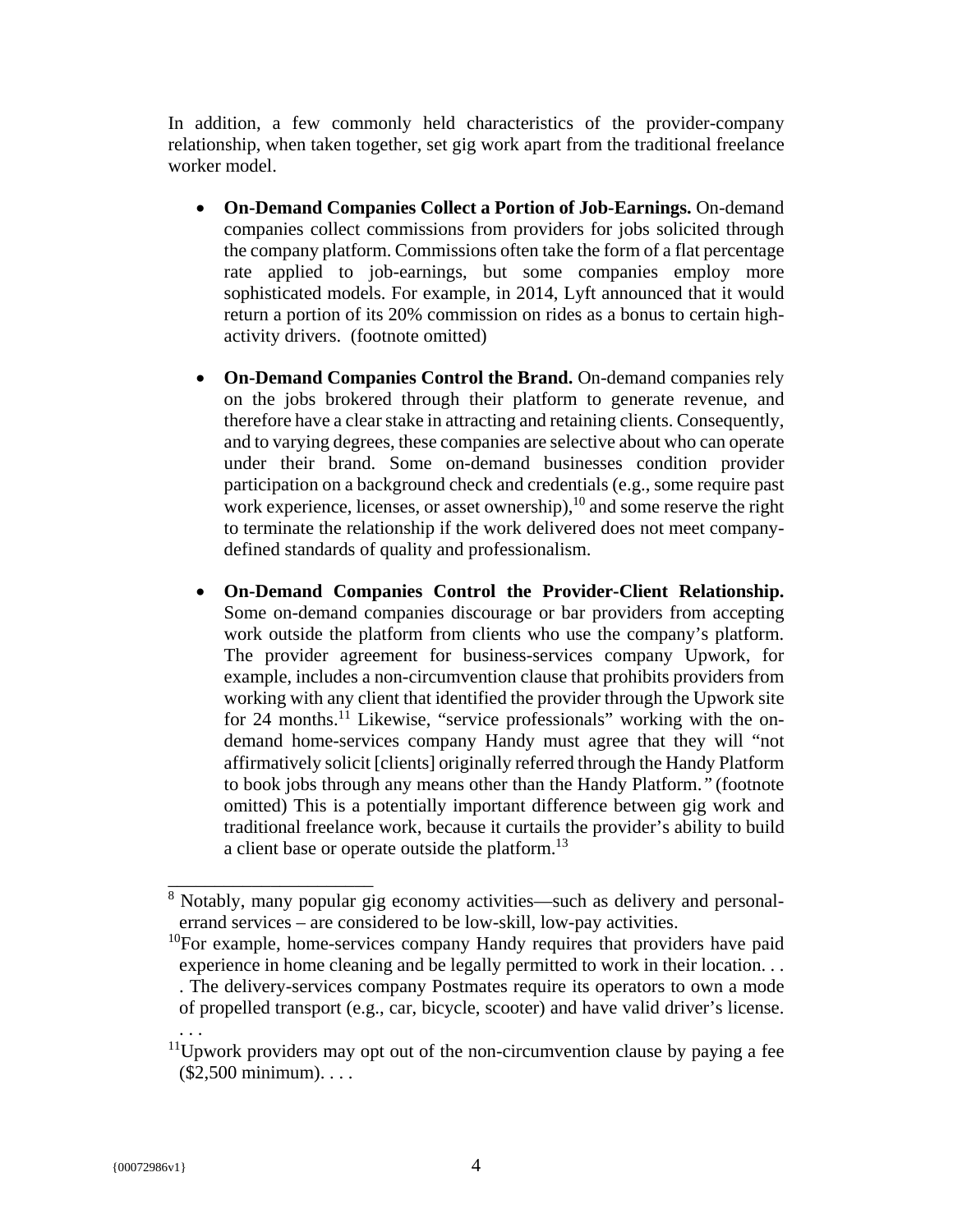In addition, a few commonly held characteristics of the provider-company relationship, when taken together, set gig work apart from the traditional freelance worker model.

- **On-Demand Companies Collect a Portion of Job-Earnings.** On-demand companies collect commissions from providers for jobs solicited through the company platform. Commissions often take the form of a flat percentage rate applied to job-earnings, but some companies employ more sophisticated models. For example, in 2014, Lyft announced that it would return a portion of its 20% commission on rides as a bonus to certain high-activity drivers. (footnote omitted)

- **On-Demand Companies Control the Brand.** On-demand companies rely on the jobs brokered through their platform to generate revenue, and therefore have a clear stake in attracting and retaining clients. Consequently, and to varying degrees, these companies are selective about who can operate under their brand. Some on-demand businesses condition provider participation on a background check and credentials (e.g., some require past work experience, licenses, or asset ownership),[10] and some reserve the right to terminate the relationship if the work delivered does not meet company-defined standards of quality and professionalism.

- **On-Demand Companies Control the Provider-Client Relationship.** Some on-demand companies discourage or bar providers from accepting work outside the platform from clients who use the company's platform. The provider agreement for business-services company Upwork, for example, includes a non-circumvention clause that prohibits providers from working with any client that identified the provider through the Upwork site for 24 months.[11] Likewise, "service professionals" working with the on-demand home-services company Handy must agree that they will "not affirmatively solicit [clients] originally referred through the Handy Platform to book jobs through any means other than the Handy Platform." (footnote omitted) This is a potentially important difference between gig work and traditional freelance work, because it curtails the provider's ability to build a client base or operate outside the platform.[13]

---

[8] Notably, many popular gig economy activities—such as delivery and personal-errand services – are considered to be low-skill, low-pay activities.

[10] For example, home-services company Handy requires that providers have paid experience in home cleaning and be legally permitted to work in their location. . . . The delivery-services company Postmates require its operators to own a mode of propelled transport (e.g., car, bicycle, scooter) and have valid driver's license. . . .

[11] Upwork providers may opt out of the non-circumvention clause by paying a fee ($2,500 minimum). . . .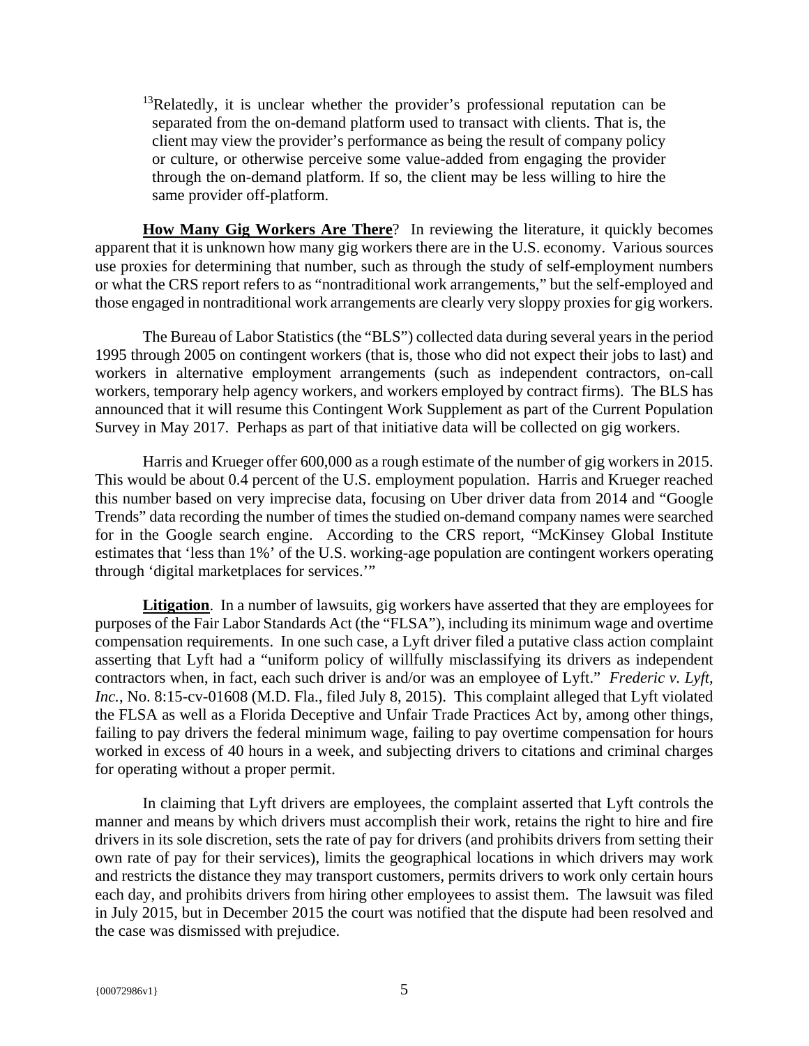[13]Relatedly, it is unclear whether the provider's professional reputation can be separated from the on-demand platform used to transact with clients. That is, the client may view the provider's performance as being the result of company policy or culture, or otherwise perceive some value-added from engaging the provider through the on-demand platform. If so, the client may be less willing to hire the same provider off-platform.

**How Many Gig Workers Are There**? In reviewing the literature, it quickly becomes apparent that it is unknown how many gig workers there are in the U.S. economy. Various sources use proxies for determining that number, such as through the study of self-employment numbers or what the CRS report refers to as "nontraditional work arrangements," but the self-employed and those engaged in nontraditional work arrangements are clearly very sloppy proxies for gig workers.

The Bureau of Labor Statistics (the "BLS") collected data during several years in the period 1995 through 2005 on contingent workers (that is, those who did not expect their jobs to last) and workers in alternative employment arrangements (such as independent contractors, on-call workers, temporary help agency workers, and workers employed by contract firms). The BLS has announced that it will resume this Contingent Work Supplement as part of the Current Population Survey in May 2017. Perhaps as part of that initiative data will be collected on gig workers.

Harris and Krueger offer 600,000 as a rough estimate of the number of gig workers in 2015. This would be about 0.4 percent of the U.S. employment population. Harris and Krueger reached this number based on very imprecise data, focusing on Uber driver data from 2014 and "Google Trends" data recording the number of times the studied on-demand company names were searched for in the Google search engine. According to the CRS report, "McKinsey Global Institute estimates that 'less than 1%' of the U.S. working-age population are contingent workers operating through 'digital marketplaces for services.'"

**Litigation**. In a number of lawsuits, gig workers have asserted that they are employees for purposes of the Fair Labor Standards Act (the "FLSA"), including its minimum wage and overtime compensation requirements. In one such case, a Lyft driver filed a putative class action complaint asserting that Lyft had a "uniform policy of willfully misclassifying its drivers as independent contractors when, in fact, each such driver is and/or was an employee of Lyft." *Frederic v. Lyft, Inc.*, No. 8:15-cv-01608 (M.D. Fla., filed July 8, 2015). This complaint alleged that Lyft violated the FLSA as well as a Florida Deceptive and Unfair Trade Practices Act by, among other things, failing to pay drivers the federal minimum wage, failing to pay overtime compensation for hours worked in excess of 40 hours in a week, and subjecting drivers to citations and criminal charges for operating without a proper permit.

In claiming that Lyft drivers are employees, the complaint asserted that Lyft controls the manner and means by which drivers must accomplish their work, retains the right to hire and fire drivers in its sole discretion, sets the rate of pay for drivers (and prohibits drivers from setting their own rate of pay for their services), limits the geographical locations in which drivers may work and restricts the distance they may transport customers, permits drivers to work only certain hours each day, and prohibits drivers from hiring other employees to assist them. The lawsuit was filed in July 2015, but in December 2015 the court was notified that the dispute had been resolved and the case was dismissed with prejudice.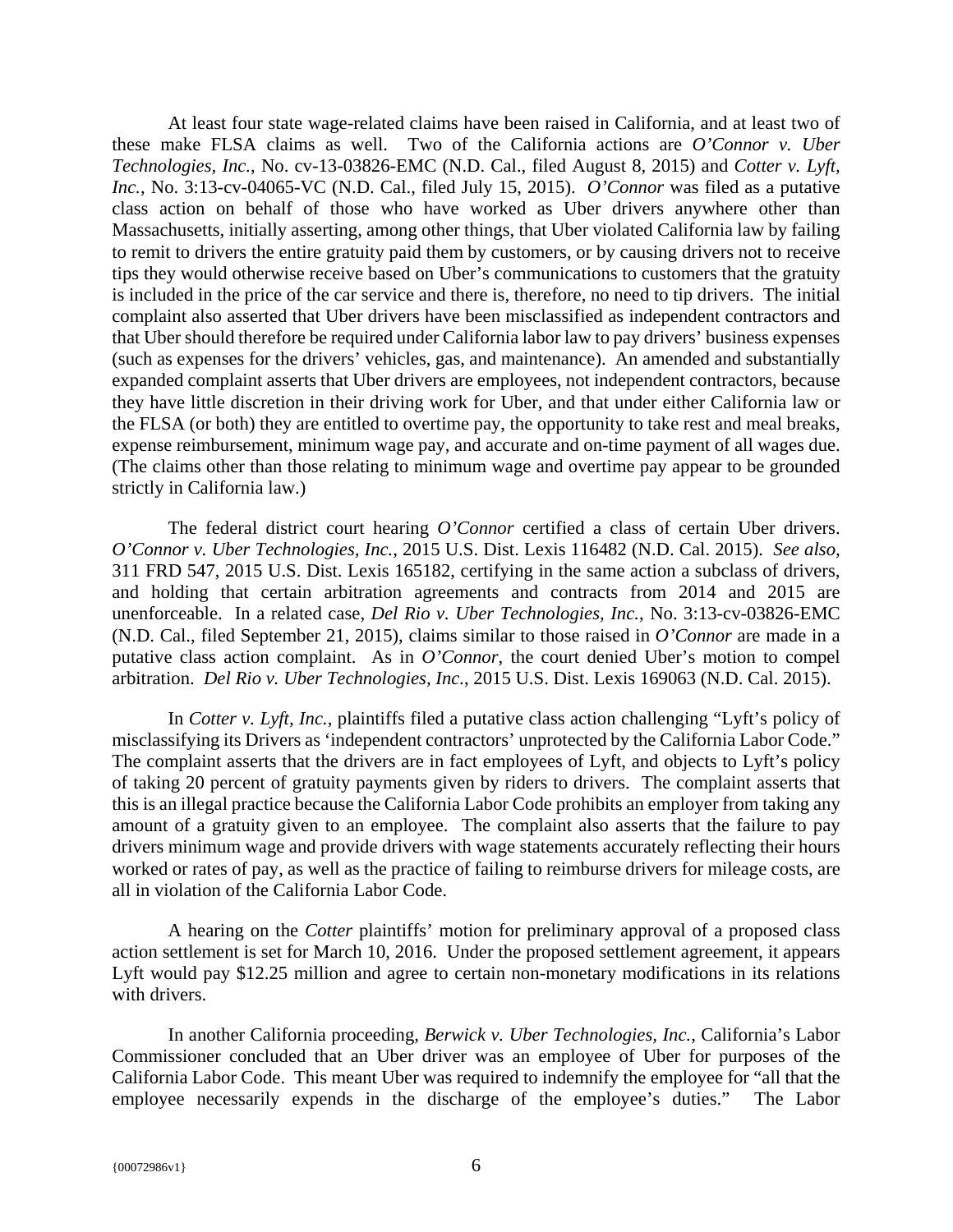At least four state wage-related claims have been raised in California, and at least two of these make FLSA claims as well. Two of the California actions are *O'Connor v. Uber Technologies, Inc.*, No. cv-13-03826-EMC (N.D. Cal., filed August 8, 2015) and *Cotter v. Lyft, Inc.*, No. 3:13-cv-04065-VC (N.D. Cal., filed July 15, 2015). *O'Connor* was filed as a putative class action on behalf of those who have worked as Uber drivers anywhere other than Massachusetts, initially asserting, among other things, that Uber violated California law by failing to remit to drivers the entire gratuity paid them by customers, or by causing drivers not to receive tips they would otherwise receive based on Uber's communications to customers that the gratuity is included in the price of the car service and there is, therefore, no need to tip drivers. The initial complaint also asserted that Uber drivers have been misclassified as independent contractors and that Uber should therefore be required under California labor law to pay drivers' business expenses (such as expenses for the drivers' vehicles, gas, and maintenance). An amended and substantially expanded complaint asserts that Uber drivers are employees, not independent contractors, because they have little discretion in their driving work for Uber, and that under either California law or the FLSA (or both) they are entitled to overtime pay, the opportunity to take rest and meal breaks, expense reimbursement, minimum wage pay, and accurate and on-time payment of all wages due. (The claims other than those relating to minimum wage and overtime pay appear to be grounded strictly in California law.)

The federal district court hearing *O'Connor* certified a class of certain Uber drivers. *O'Connor v. Uber Technologies, Inc.*, 2015 U.S. Dist. Lexis 116482 (N.D. Cal. 2015). *See also*, 311 FRD 547, 2015 U.S. Dist. Lexis 165182, certifying in the same action a subclass of drivers, and holding that certain arbitration agreements and contracts from 2014 and 2015 are unenforceable. In a related case, *Del Rio v. Uber Technologies, Inc.*, No. 3:13-cv-03826-EMC (N.D. Cal., filed September 21, 2015), claims similar to those raised in *O'Connor* are made in a putative class action complaint. As in *O'Connor*, the court denied Uber's motion to compel arbitration. *Del Rio v. Uber Technologies, Inc.*, 2015 U.S. Dist. Lexis 169063 (N.D. Cal. 2015).

In *Cotter v. Lyft, Inc.*, plaintiffs filed a putative class action challenging "Lyft's policy of misclassifying its Drivers as 'independent contractors' unprotected by the California Labor Code." The complaint asserts that the drivers are in fact employees of Lyft, and objects to Lyft's policy of taking 20 percent of gratuity payments given by riders to drivers. The complaint asserts that this is an illegal practice because the California Labor Code prohibits an employer from taking any amount of a gratuity given to an employee. The complaint also asserts that the failure to pay drivers minimum wage and provide drivers with wage statements accurately reflecting their hours worked or rates of pay, as well as the practice of failing to reimburse drivers for mileage costs, are all in violation of the California Labor Code.

A hearing on the *Cotter* plaintiffs' motion for preliminary approval of a proposed class action settlement is set for March 10, 2016. Under the proposed settlement agreement, it appears Lyft would pay $12.25 million and agree to certain non-monetary modifications in its relations with drivers.

In another California proceeding, *Berwick v. Uber Technologies, Inc.*, California's Labor Commissioner concluded that an Uber driver was an employee of Uber for purposes of the California Labor Code. This meant Uber was required to indemnify the employee for "all that the employee necessarily expends in the discharge of the employee's duties." The Labor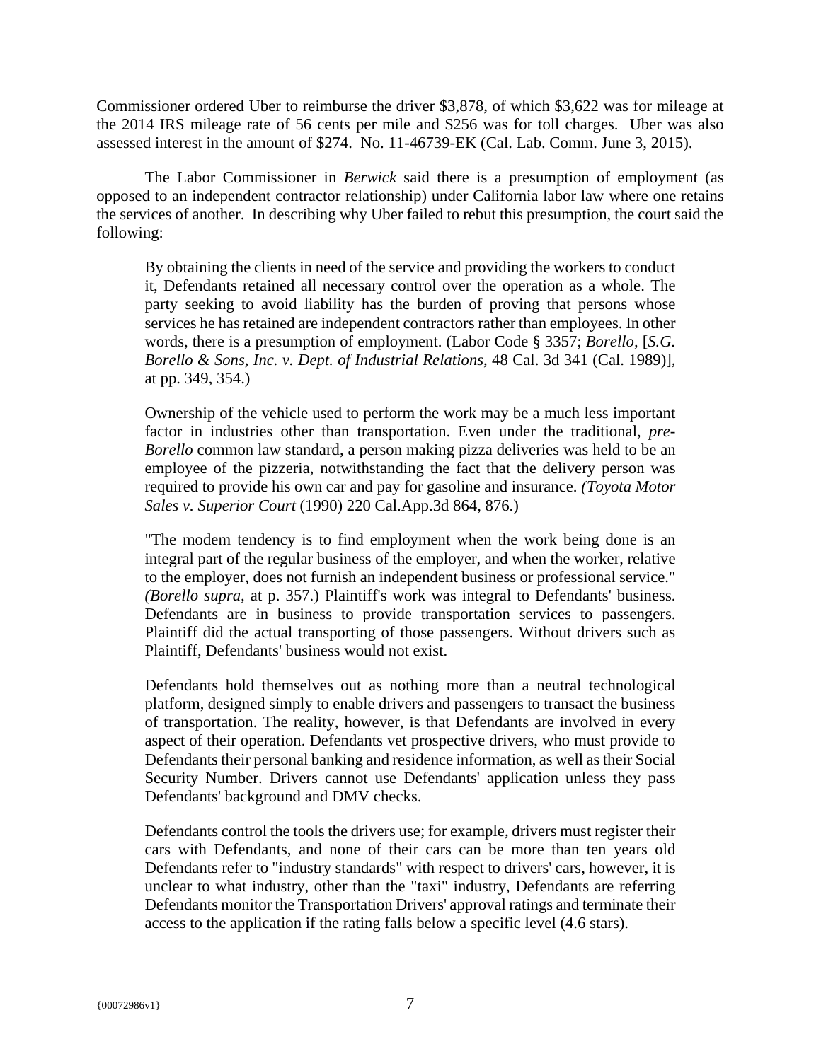Commissioner ordered Uber to reimburse the driver $3,878, of which $3,622 was for mileage at the 2014 IRS mileage rate of 56 cents per mile and $256 was for toll charges. Uber was also assessed interest in the amount of $274. No. 11-46739-EK (Cal. Lab. Comm. June 3, 2015).

The Labor Commissioner in *Berwick* said there is a presumption of employment (as opposed to an independent contractor relationship) under California labor law where one retains the services of another. In describing why Uber failed to rebut this presumption, the court said the following:

> By obtaining the clients in need of the service and providing the workers to conduct it, Defendants retained all necessary control over the operation as a whole. The party seeking to avoid liability has the burden of proving that persons whose services he has retained are independent contractors rather than employees. In other words, there is a presumption of employment. (Labor Code § 3357; *Borello*, [*S.G. Borello & Sons, Inc. v. Dept. of Industrial Relations*, 48 Cal. 3d 341 (Cal. 1989)], at pp. 349, 354.)
>
> Ownership of the vehicle used to perform the work may be a much less important factor in industries other than transportation. Even under the traditional, *pre-Borello* common law standard, a person making pizza deliveries was held to be an employee of the pizzeria, notwithstanding the fact that the delivery person was required to provide his own car and pay for gasoline and insurance. *(Toyota Motor Sales v. Superior Court* (1990) 220 Cal.App.3d 864, 876.)
>
> "The modem tendency is to find employment when the work being done is an integral part of the regular business of the employer, and when the worker, relative to the employer, does not furnish an independent business or professional service." *(Borello supra,* at p. 357.) Plaintiff's work was integral to Defendants' business. Defendants are in business to provide transportation services to passengers. Plaintiff did the actual transporting of those passengers. Without drivers such as Plaintiff, Defendants' business would not exist.
>
> Defendants hold themselves out as nothing more than a neutral technological platform, designed simply to enable drivers and passengers to transact the business of transportation. The reality, however, is that Defendants are involved in every aspect of their operation. Defendants vet prospective drivers, who must provide to Defendants their personal banking and residence information, as well as their Social Security Number. Drivers cannot use Defendants' application unless they pass Defendants' background and DMV checks.
>
> Defendants control the tools the drivers use; for example, drivers must register their cars with Defendants, and none of their cars can be more than ten years old Defendants refer to "industry standards" with respect to drivers' cars, however, it is unclear to what industry, other than the "taxi" industry, Defendants are referring Defendants monitor the Transportation Drivers' approval ratings and terminate their access to the application if the rating falls below a specific level (4.6 stars).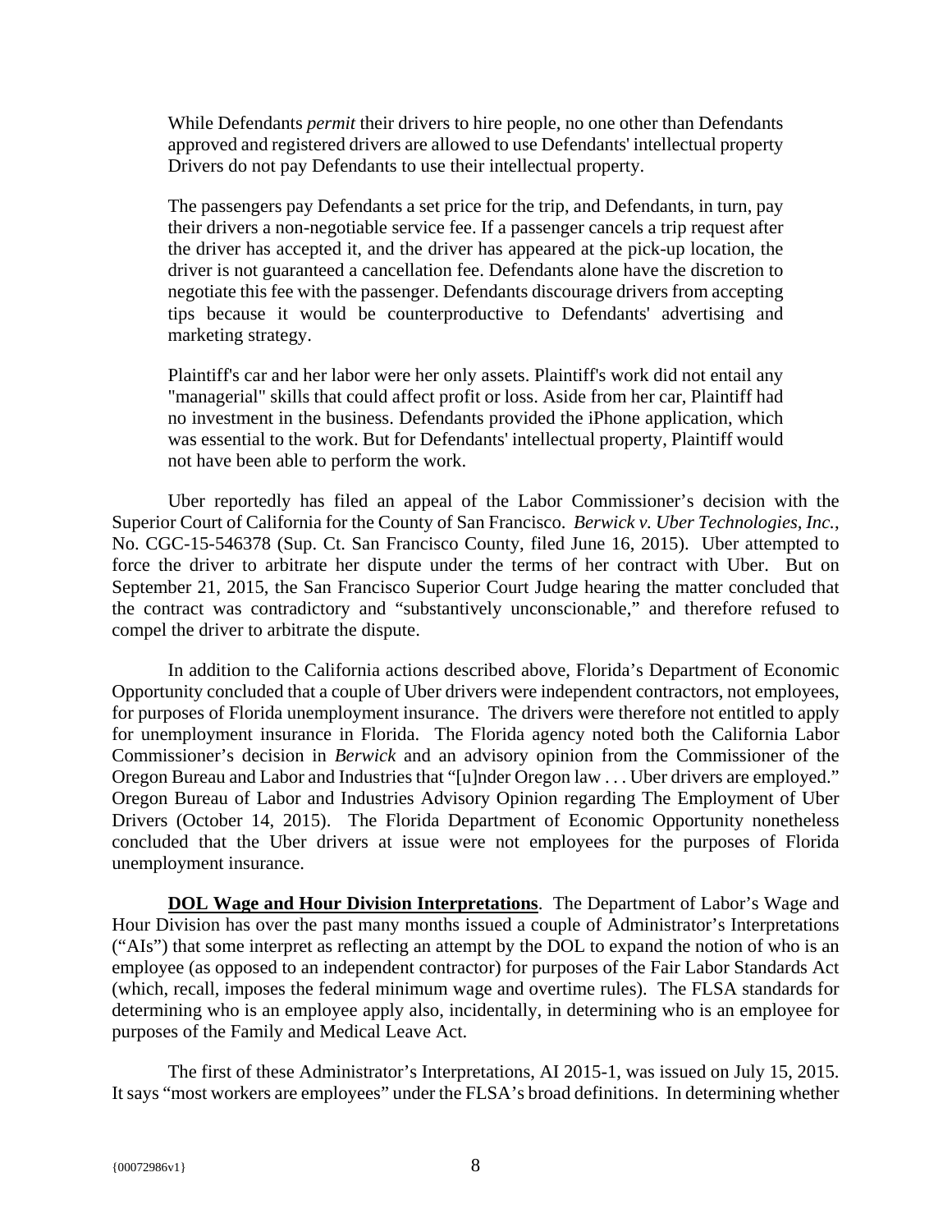> While Defendants *permit* their drivers to hire people, no one other than Defendants approved and registered drivers are allowed to use Defendants' intellectual property Drivers do not pay Defendants to use their intellectual property.
>
> The passengers pay Defendants a set price for the trip, and Defendants, in turn, pay their drivers a non-negotiable service fee. If a passenger cancels a trip request after the driver has accepted it, and the driver has appeared at the pick-up location, the driver is not guaranteed a cancellation fee. Defendants alone have the discretion to negotiate this fee with the passenger. Defendants discourage drivers from accepting tips because it would be counterproductive to Defendants' advertising and marketing strategy.
>
> Plaintiff's car and her labor were her only assets. Plaintiff's work did not entail any "managerial" skills that could affect profit or loss. Aside from her car, Plaintiff had no investment in the business. Defendants provided the iPhone application, which was essential to the work. But for Defendants' intellectual property, Plaintiff would not have been able to perform the work.

Uber reportedly has filed an appeal of the Labor Commissioner's decision with the Superior Court of California for the County of San Francisco. *Berwick v. Uber Technologies, Inc.*, No. CGC-15-546378 (Sup. Ct. San Francisco County, filed June 16, 2015). Uber attempted to force the driver to arbitrate her dispute under the terms of her contract with Uber. But on September 21, 2015, the San Francisco Superior Court Judge hearing the matter concluded that the contract was contradictory and "substantively unconscionable," and therefore refused to compel the driver to arbitrate the dispute.

In addition to the California actions described above, Florida's Department of Economic Opportunity concluded that a couple of Uber drivers were independent contractors, not employees, for purposes of Florida unemployment insurance. The drivers were therefore not entitled to apply for unemployment insurance in Florida. The Florida agency noted both the California Labor Commissioner's decision in *Berwick* and an advisory opinion from the Commissioner of the Oregon Bureau and Labor and Industries that "[u]nder Oregon law . . . Uber drivers are employed." Oregon Bureau of Labor and Industries Advisory Opinion regarding The Employment of Uber Drivers (October 14, 2015). The Florida Department of Economic Opportunity nonetheless concluded that the Uber drivers at issue were not employees for the purposes of Florida unemployment insurance.

**DOL Wage and Hour Division Interpretations**. The Department of Labor's Wage and Hour Division has over the past many months issued a couple of Administrator's Interpretations ("AIs") that some interpret as reflecting an attempt by the DOL to expand the notion of who is an employee (as opposed to an independent contractor) for purposes of the Fair Labor Standards Act (which, recall, imposes the federal minimum wage and overtime rules). The FLSA standards for determining who is an employee apply also, incidentally, in determining who is an employee for purposes of the Family and Medical Leave Act.

The first of these Administrator's Interpretations, AI 2015-1, was issued on July 15, 2015. It says "most workers are employees" under the FLSA's broad definitions. In determining whether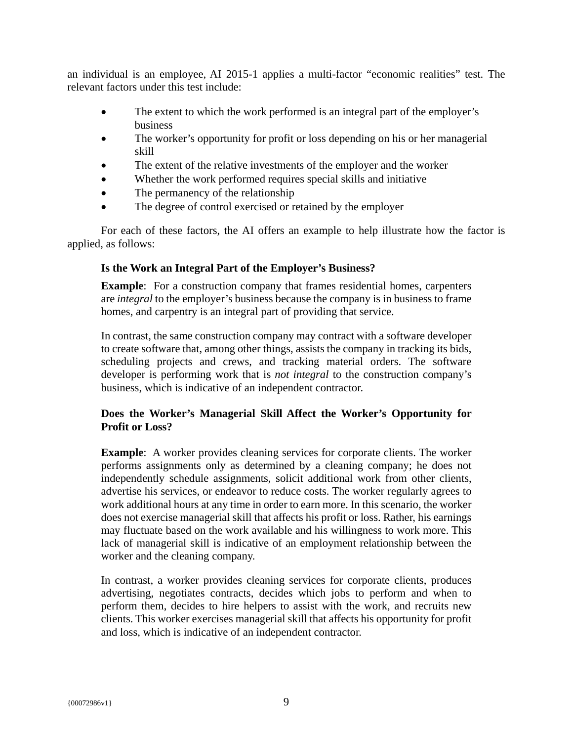an individual is an employee, AI 2015-1 applies a multi-factor "economic realities" test. The relevant factors under this test include:

- The extent to which the work performed is an integral part of the employer's business
- The worker's opportunity for profit or loss depending on his or her managerial skill
- The extent of the relative investments of the employer and the worker
- Whether the work performed requires special skills and initiative
- The permanency of the relationship
- The degree of control exercised or retained by the employer

For each of these factors, the AI offers an example to help illustrate how the factor is applied, as follows:

> **Is the Work an Integral Part of the Employer's Business?**
>
> **Example**: For a construction company that frames residential homes, carpenters are *integral* to the employer's business because the company is in business to frame homes, and carpentry is an integral part of providing that service.
>
> In contrast, the same construction company may contract with a software developer to create software that, among other things, assists the company in tracking its bids, scheduling projects and crews, and tracking material orders. The software developer is performing work that is *not integral* to the construction company's business, which is indicative of an independent contractor.
>
> **Does the Worker's Managerial Skill Affect the Worker's Opportunity for Profit or Loss?**
>
> **Example**: A worker provides cleaning services for corporate clients. The worker performs assignments only as determined by a cleaning company; he does not independently schedule assignments, solicit additional work from other clients, advertise his services, or endeavor to reduce costs. The worker regularly agrees to work additional hours at any time in order to earn more. In this scenario, the worker does not exercise managerial skill that affects his profit or loss. Rather, his earnings may fluctuate based on the work available and his willingness to work more. This lack of managerial skill is indicative of an employment relationship between the worker and the cleaning company.
>
> In contrast, a worker provides cleaning services for corporate clients, produces advertising, negotiates contracts, decides which jobs to perform and when to perform them, decides to hire helpers to assist with the work, and recruits new clients. This worker exercises managerial skill that affects his opportunity for profit and loss, which is indicative of an independent contractor.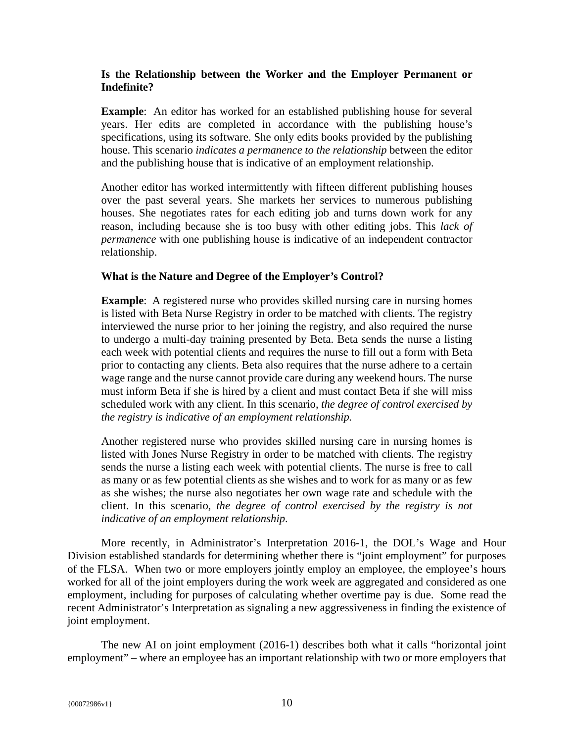**Is the Relationship between the Worker and the Employer Permanent or Indefinite?**

**Example**: An editor has worked for an established publishing house for several years. Her edits are completed in accordance with the publishing house's specifications, using its software. She only edits books provided by the publishing house. This scenario *indicates a permanence to the relationship* between the editor and the publishing house that is indicative of an employment relationship.

Another editor has worked intermittently with fifteen different publishing houses over the past several years. She markets her services to numerous publishing houses. She negotiates rates for each editing job and turns down work for any reason, including because she is too busy with other editing jobs. This *lack of permanence* with one publishing house is indicative of an independent contractor relationship.

**What is the Nature and Degree of the Employer's Control?**

**Example**: A registered nurse who provides skilled nursing care in nursing homes is listed with Beta Nurse Registry in order to be matched with clients. The registry interviewed the nurse prior to her joining the registry, and also required the nurse to undergo a multi-day training presented by Beta. Beta sends the nurse a listing each week with potential clients and requires the nurse to fill out a form with Beta prior to contacting any clients. Beta also requires that the nurse adhere to a certain wage range and the nurse cannot provide care during any weekend hours. The nurse must inform Beta if she is hired by a client and must contact Beta if she will miss scheduled work with any client. In this scenario, *the degree of control exercised by the registry is indicative of an employment relationship.*

Another registered nurse who provides skilled nursing care in nursing homes is listed with Jones Nurse Registry in order to be matched with clients. The registry sends the nurse a listing each week with potential clients. The nurse is free to call as many or as few potential clients as she wishes and to work for as many or as few as she wishes; the nurse also negotiates her own wage rate and schedule with the client. In this scenario, *the degree of control exercised by the registry is not indicative of an employment relationship*.

More recently, in Administrator's Interpretation 2016-1, the DOL's Wage and Hour Division established standards for determining whether there is "joint employment" for purposes of the FLSA. When two or more employers jointly employ an employee, the employee's hours worked for all of the joint employers during the work week are aggregated and considered as one employment, including for purposes of calculating whether overtime pay is due. Some read the recent Administrator's Interpretation as signaling a new aggressiveness in finding the existence of joint employment.

The new AI on joint employment (2016-1) describes both what it calls "horizontal joint employment" – where an employee has an important relationship with two or more employers that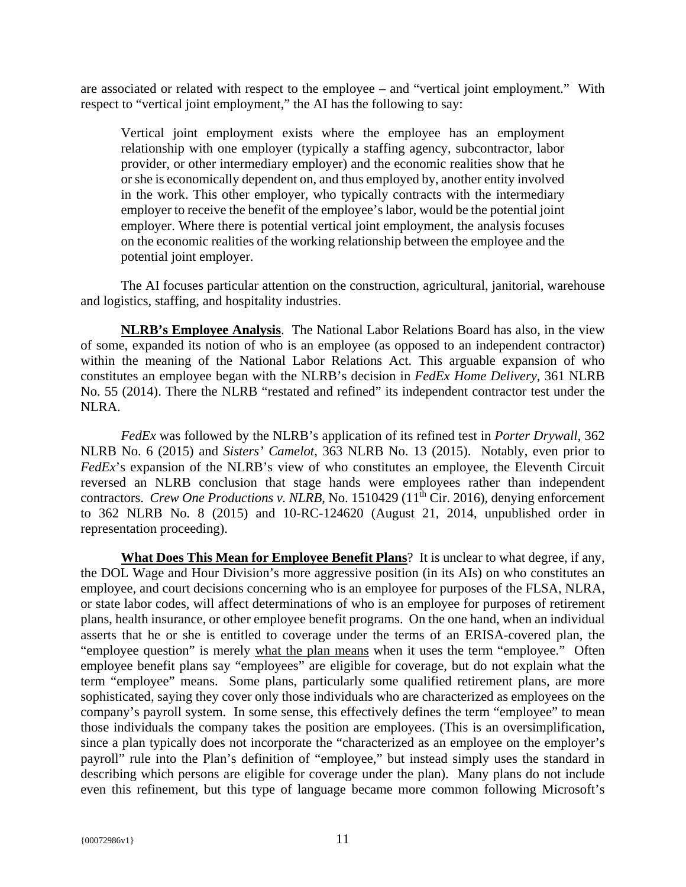are associated or related with respect to the employee – and "vertical joint employment." With respect to "vertical joint employment," the AI has the following to say:

> Vertical joint employment exists where the employee has an employment relationship with one employer (typically a staffing agency, subcontractor, labor provider, or other intermediary employer) and the economic realities show that he or she is economically dependent on, and thus employed by, another entity involved in the work. This other employer, who typically contracts with the intermediary employer to receive the benefit of the employee's labor, would be the potential joint employer. Where there is potential vertical joint employment, the analysis focuses on the economic realities of the working relationship between the employee and the potential joint employer.

The AI focuses particular attention on the construction, agricultural, janitorial, warehouse and logistics, staffing, and hospitality industries.

**NLRB's Employee Analysis**. The National Labor Relations Board has also, in the view of some, expanded its notion of who is an employee (as opposed to an independent contractor) within the meaning of the National Labor Relations Act. This arguable expansion of who constitutes an employee began with the NLRB's decision in *FedEx Home Delivery*, 361 NLRB No. 55 (2014). There the NLRB "restated and refined" its independent contractor test under the NLRA.

*FedEx* was followed by the NLRB's application of its refined test in *Porter Drywall*, 362 NLRB No. 6 (2015) and *Sisters' Camelot*, 363 NLRB No. 13 (2015). Notably, even prior to *FedEx*'s expansion of the NLRB's view of who constitutes an employee, the Eleventh Circuit reversed an NLRB conclusion that stage hands were employees rather than independent contractors. *Crew One Productions v. NLRB*, No. 1510429 (11th Cir. 2016), denying enforcement to 362 NLRB No. 8 (2015) and 10-RC-124620 (August 21, 2014, unpublished order in representation proceeding).

**What Does This Mean for Employee Benefit Plans**? It is unclear to what degree, if any, the DOL Wage and Hour Division's more aggressive position (in its AIs) on who constitutes an employee, and court decisions concerning who is an employee for purposes of the FLSA, NLRA, or state labor codes, will affect determinations of who is an employee for purposes of retirement plans, health insurance, or other employee benefit programs. On the one hand, when an individual asserts that he or she is entitled to coverage under the terms of an ERISA-covered plan, the "employee question" is merely what the plan means when it uses the term "employee." Often employee benefit plans say "employees" are eligible for coverage, but do not explain what the term "employee" means. Some plans, particularly some qualified retirement plans, are more sophisticated, saying they cover only those individuals who are characterized as employees on the company's payroll system. In some sense, this effectively defines the term "employee" to mean those individuals the company takes the position are employees. (This is an oversimplification, since a plan typically does not incorporate the "characterized as an employee on the employer's payroll" rule into the Plan's definition of "employee," but instead simply uses the standard in describing which persons are eligible for coverage under the plan). Many plans do not include even this refinement, but this type of language became more common following Microsoft's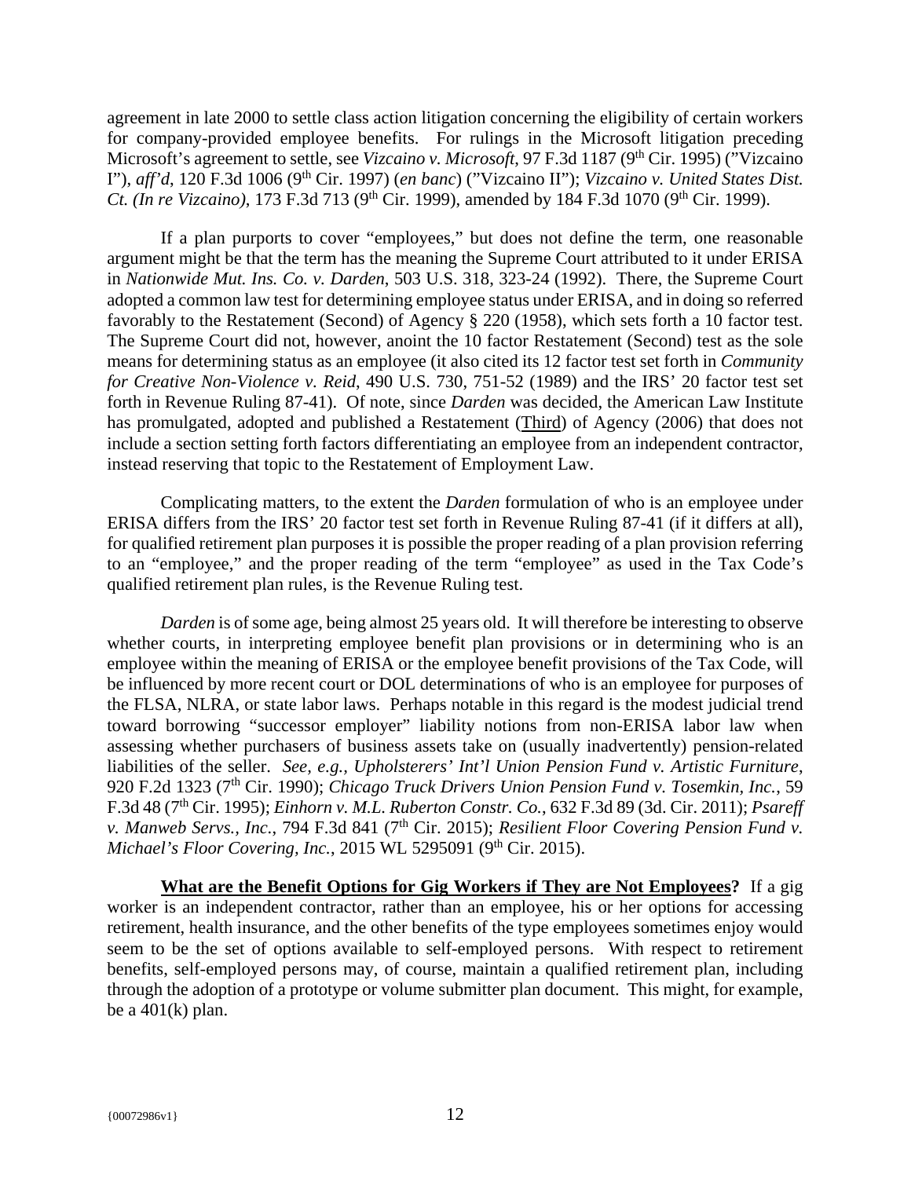agreement in late 2000 to settle class action litigation concerning the eligibility of certain workers for company-provided employee benefits. For rulings in the Microsoft litigation preceding Microsoft's agreement to settle, see *Vizcaino v. Microsoft*, 97 F.3d 1187 (9th Cir. 1995) ("Vizcaino I"), *aff'd*, 120 F.3d 1006 (9th Cir. 1997) (*en banc*) ("Vizcaino II"); *Vizcaino v. United States Dist. Ct. (In re Vizcaino)*, 173 F.3d 713 (9th Cir. 1999), amended by 184 F.3d 1070 (9th Cir. 1999).

If a plan purports to cover "employees," but does not define the term, one reasonable argument might be that the term has the meaning the Supreme Court attributed to it under ERISA in *Nationwide Mut. Ins. Co. v. Darden*, 503 U.S. 318, 323-24 (1992). There, the Supreme Court adopted a common law test for determining employee status under ERISA, and in doing so referred favorably to the Restatement (Second) of Agency § 220 (1958), which sets forth a 10 factor test. The Supreme Court did not, however, anoint the 10 factor Restatement (Second) test as the sole means for determining status as an employee (it also cited its 12 factor test set forth in *Community for Creative Non-Violence v. Reid*, 490 U.S. 730, 751-52 (1989) and the IRS' 20 factor test set forth in Revenue Ruling 87-41). Of note, since *Darden* was decided, the American Law Institute has promulgated, adopted and published a Restatement (Third) of Agency (2006) that does not include a section setting forth factors differentiating an employee from an independent contractor, instead reserving that topic to the Restatement of Employment Law.

Complicating matters, to the extent the *Darden* formulation of who is an employee under ERISA differs from the IRS' 20 factor test set forth in Revenue Ruling 87-41 (if it differs at all), for qualified retirement plan purposes it is possible the proper reading of a plan provision referring to an "employee," and the proper reading of the term "employee" as used in the Tax Code's qualified retirement plan rules, is the Revenue Ruling test.

*Darden* is of some age, being almost 25 years old. It will therefore be interesting to observe whether courts, in interpreting employee benefit plan provisions or in determining who is an employee within the meaning of ERISA or the employee benefit provisions of the Tax Code, will be influenced by more recent court or DOL determinations of who is an employee for purposes of the FLSA, NLRA, or state labor laws. Perhaps notable in this regard is the modest judicial trend toward borrowing "successor employer" liability notions from non-ERISA labor law when assessing whether purchasers of business assets take on (usually inadvertently) pension-related liabilities of the seller. *See, e.g., Upholsterers' Int'l Union Pension Fund v. Artistic Furniture*, 920 F.2d 1323 (7th Cir. 1990); *Chicago Truck Drivers Union Pension Fund v. Tosemkin, Inc.*, 59 F.3d 48 (7th Cir. 1995); *Einhorn v. M.L. Ruberton Constr. Co.*, 632 F.3d 89 (3d. Cir. 2011); *Psareff v. Manweb Servs., Inc.*, 794 F.3d 841 (7th Cir. 2015); *Resilient Floor Covering Pension Fund v. Michael's Floor Covering, Inc.*, 2015 WL 5295091 (9th Cir. 2015).

**What are the Benefit Options for Gig Workers if They are Not Employees?** If a gig worker is an independent contractor, rather than an employee, his or her options for accessing retirement, health insurance, and the other benefits of the type employees sometimes enjoy would seem to be the set of options available to self-employed persons. With respect to retirement benefits, self-employed persons may, of course, maintain a qualified retirement plan, including through the adoption of a prototype or volume submitter plan document. This might, for example, be a 401(k) plan.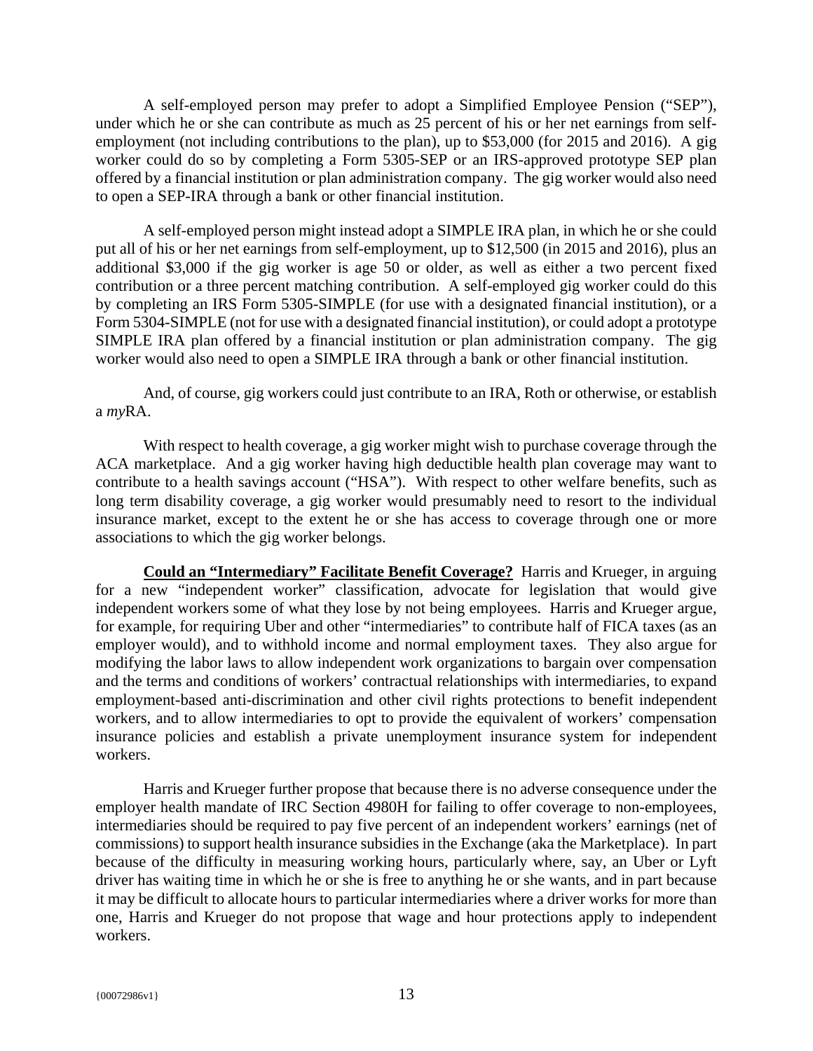A self-employed person may prefer to adopt a Simplified Employee Pension ("SEP"), under which he or she can contribute as much as 25 percent of his or her net earnings from self-employment (not including contributions to the plan), up to $53,000 (for 2015 and 2016). A gig worker could do so by completing a Form 5305-SEP or an IRS-approved prototype SEP plan offered by a financial institution or plan administration company. The gig worker would also need to open a SEP-IRA through a bank or other financial institution.

A self-employed person might instead adopt a SIMPLE IRA plan, in which he or she could put all of his or her net earnings from self-employment, up to $12,500 (in 2015 and 2016), plus an additional $3,000 if the gig worker is age 50 or older, as well as either a two percent fixed contribution or a three percent matching contribution. A self-employed gig worker could do this by completing an IRS Form 5305-SIMPLE (for use with a designated financial institution), or a Form 5304-SIMPLE (not for use with a designated financial institution), or could adopt a prototype SIMPLE IRA plan offered by a financial institution or plan administration company. The gig worker would also need to open a SIMPLE IRA through a bank or other financial institution.

And, of course, gig workers could just contribute to an IRA, Roth or otherwise, or establish a *my*RA.

With respect to health coverage, a gig worker might wish to purchase coverage through the ACA marketplace. And a gig worker having high deductible health plan coverage may want to contribute to a health savings account ("HSA"). With respect to other welfare benefits, such as long term disability coverage, a gig worker would presumably need to resort to the individual insurance market, except to the extent he or she has access to coverage through one or more associations to which the gig worker belongs.

**Could an "Intermediary" Facilitate Benefit Coverage?** Harris and Krueger, in arguing for a new "independent worker" classification, advocate for legislation that would give independent workers some of what they lose by not being employees. Harris and Krueger argue, for example, for requiring Uber and other "intermediaries" to contribute half of FICA taxes (as an employer would), and to withhold income and normal employment taxes. They also argue for modifying the labor laws to allow independent work organizations to bargain over compensation and the terms and conditions of workers' contractual relationships with intermediaries, to expand employment-based anti-discrimination and other civil rights protections to benefit independent workers, and to allow intermediaries to opt to provide the equivalent of workers' compensation insurance policies and establish a private unemployment insurance system for independent workers.

Harris and Krueger further propose that because there is no adverse consequence under the employer health mandate of IRC Section 4980H for failing to offer coverage to non-employees, intermediaries should be required to pay five percent of an independent workers' earnings (net of commissions) to support health insurance subsidies in the Exchange (aka the Marketplace). In part because of the difficulty in measuring working hours, particularly where, say, an Uber or Lyft driver has waiting time in which he or she is free to anything he or she wants, and in part because it may be difficult to allocate hours to particular intermediaries where a driver works for more than one, Harris and Krueger do not propose that wage and hour protections apply to independent workers.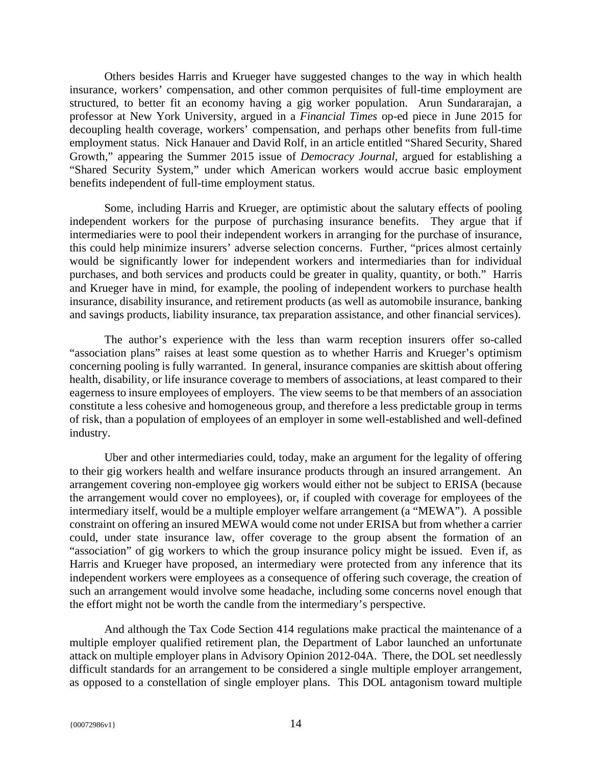Others besides Harris and Krueger have suggested changes to the way in which health insurance, workers' compensation, and other common perquisites of full-time employment are structured, to better fit an economy having a gig worker population. Arun Sundararajan, a professor at New York University, argued in a *Financial Times* op-ed piece in June 2015 for decoupling health coverage, workers' compensation, and perhaps other benefits from full-time employment status. Nick Hanauer and David Rolf, in an article entitled "Shared Security, Shared Growth," appearing the Summer 2015 issue of *Democracy Journal*, argued for establishing a "Shared Security System," under which American workers would accrue basic employment benefits independent of full-time employment status.

Some, including Harris and Krueger, are optimistic about the salutary effects of pooling independent workers for the purpose of purchasing insurance benefits. They argue that if intermediaries were to pool their independent workers in arranging for the purchase of insurance, this could help minimize insurers' adverse selection concerns. Further, "prices almost certainly would be significantly lower for independent workers and intermediaries than for individual purchases, and both services and products could be greater in quality, quantity, or both." Harris and Krueger have in mind, for example, the pooling of independent workers to purchase health insurance, disability insurance, and retirement products (as well as automobile insurance, banking and savings products, liability insurance, tax preparation assistance, and other financial services).

The author's experience with the less than warm reception insurers offer so-called "association plans" raises at least some question as to whether Harris and Krueger's optimism concerning pooling is fully warranted. In general, insurance companies are skittish about offering health, disability, or life insurance coverage to members of associations, at least compared to their eagerness to insure employees of employers. The view seems to be that members of an association constitute a less cohesive and homogeneous group, and therefore a less predictable group in terms of risk, than a population of employees of an employer in some well-established and well-defined industry.

Uber and other intermediaries could, today, make an argument for the legality of offering to their gig workers health and welfare insurance products through an insured arrangement. An arrangement covering non-employee gig workers would either not be subject to ERISA (because the arrangement would cover no employees), or, if coupled with coverage for employees of the intermediary itself, would be a multiple employer welfare arrangement (a "MEWA"). A possible constraint on offering an insured MEWA would come not under ERISA but from whether a carrier could, under state insurance law, offer coverage to the group absent the formation of an "association" of gig workers to which the group insurance policy might be issued. Even if, as Harris and Krueger have proposed, an intermediary were protected from any inference that its independent workers were employees as a consequence of offering such coverage, the creation of such an arrangement would involve some headache, including some concerns novel enough that the effort might not be worth the candle from the intermediary's perspective.

And although the Tax Code Section 414 regulations make practical the maintenance of a multiple employer qualified retirement plan, the Department of Labor launched an unfortunate attack on multiple employer plans in Advisory Opinion 2012-04A. There, the DOL set needlessly difficult standards for an arrangement to be considered a single multiple employer arrangement, as opposed to a constellation of single employer plans. This DOL antagonism toward multiple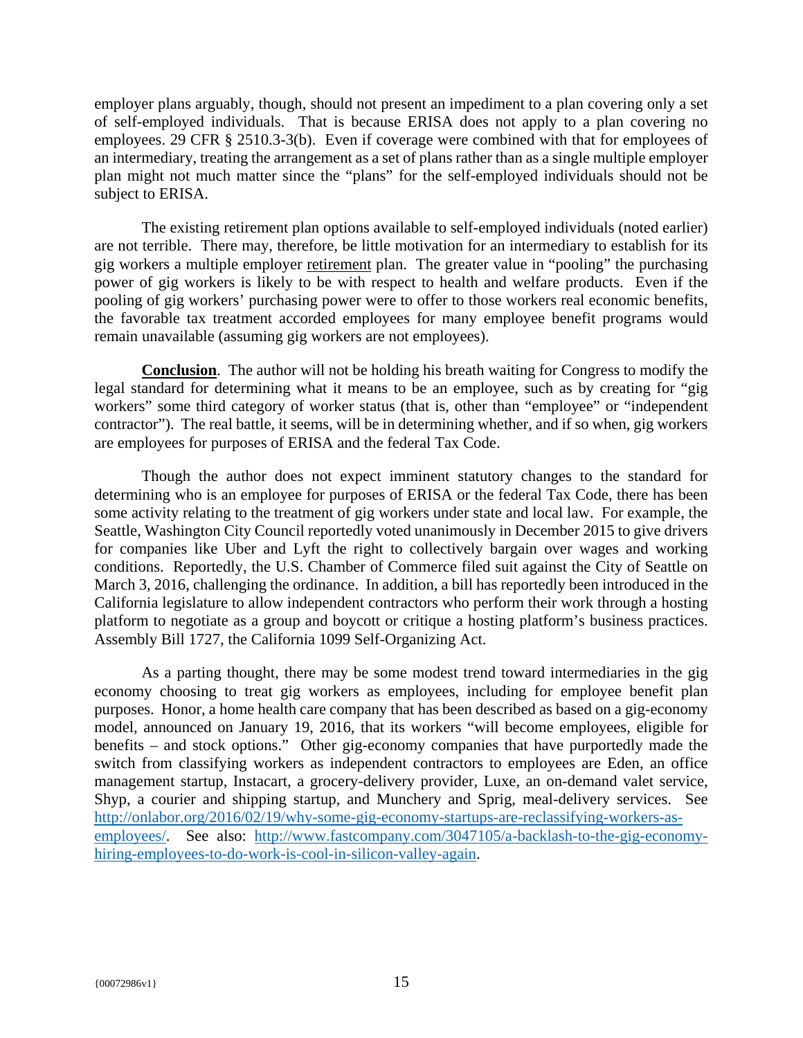employer plans arguably, though, should not present an impediment to a plan covering only a set of self-employed individuals. That is because ERISA does not apply to a plan covering no employees. 29 CFR § 2510.3-3(b). Even if coverage were combined with that for employees of an intermediary, treating the arrangement as a set of plans rather than as a single multiple employer plan might not much matter since the "plans" for the self-employed individuals should not be subject to ERISA.

The existing retirement plan options available to self-employed individuals (noted earlier) are not terrible. There may, therefore, be little motivation for an intermediary to establish for its gig workers a multiple employer retirement plan. The greater value in "pooling" the purchasing power of gig workers is likely to be with respect to health and welfare products. Even if the pooling of gig workers' purchasing power were to offer to those workers real economic benefits, the favorable tax treatment accorded employees for many employee benefit programs would remain unavailable (assuming gig workers are not employees).

**Conclusion**. The author will not be holding his breath waiting for Congress to modify the legal standard for determining what it means to be an employee, such as by creating for "gig workers" some third category of worker status (that is, other than "employee" or "independent contractor"). The real battle, it seems, will be in determining whether, and if so when, gig workers are employees for purposes of ERISA and the federal Tax Code.

Though the author does not expect imminent statutory changes to the standard for determining who is an employee for purposes of ERISA or the federal Tax Code, there has been some activity relating to the treatment of gig workers under state and local law. For example, the Seattle, Washington City Council reportedly voted unanimously in December 2015 to give drivers for companies like Uber and Lyft the right to collectively bargain over wages and working conditions. Reportedly, the U.S. Chamber of Commerce filed suit against the City of Seattle on March 3, 2016, challenging the ordinance. In addition, a bill has reportedly been introduced in the California legislature to allow independent contractors who perform their work through a hosting platform to negotiate as a group and boycott or critique a hosting platform's business practices. Assembly Bill 1727, the California 1099 Self-Organizing Act.

As a parting thought, there may be some modest trend toward intermediaries in the gig economy choosing to treat gig workers as employees, including for employee benefit plan purposes. Honor, a home health care company that has been described as based on a gig-economy model, announced on January 19, 2016, that its workers "will become employees, eligible for benefits – and stock options." Other gig-economy companies that have purportedly made the switch from classifying workers as independent contractors to employees are Eden, an office management startup, Instacart, a grocery-delivery provider, Luxe, an on-demand valet service, Shyp, a courier and shipping startup, and Munchery and Sprig, meal-delivery services. See http://onlabor.org/2016/02/19/why-some-gig-economy-startups-are-reclassifying-workers-as-employees/. See also: http://www.fastcompany.com/3047105/a-backlash-to-the-gig-economy-hiring-employees-to-do-work-is-cool-in-silicon-valley-again.